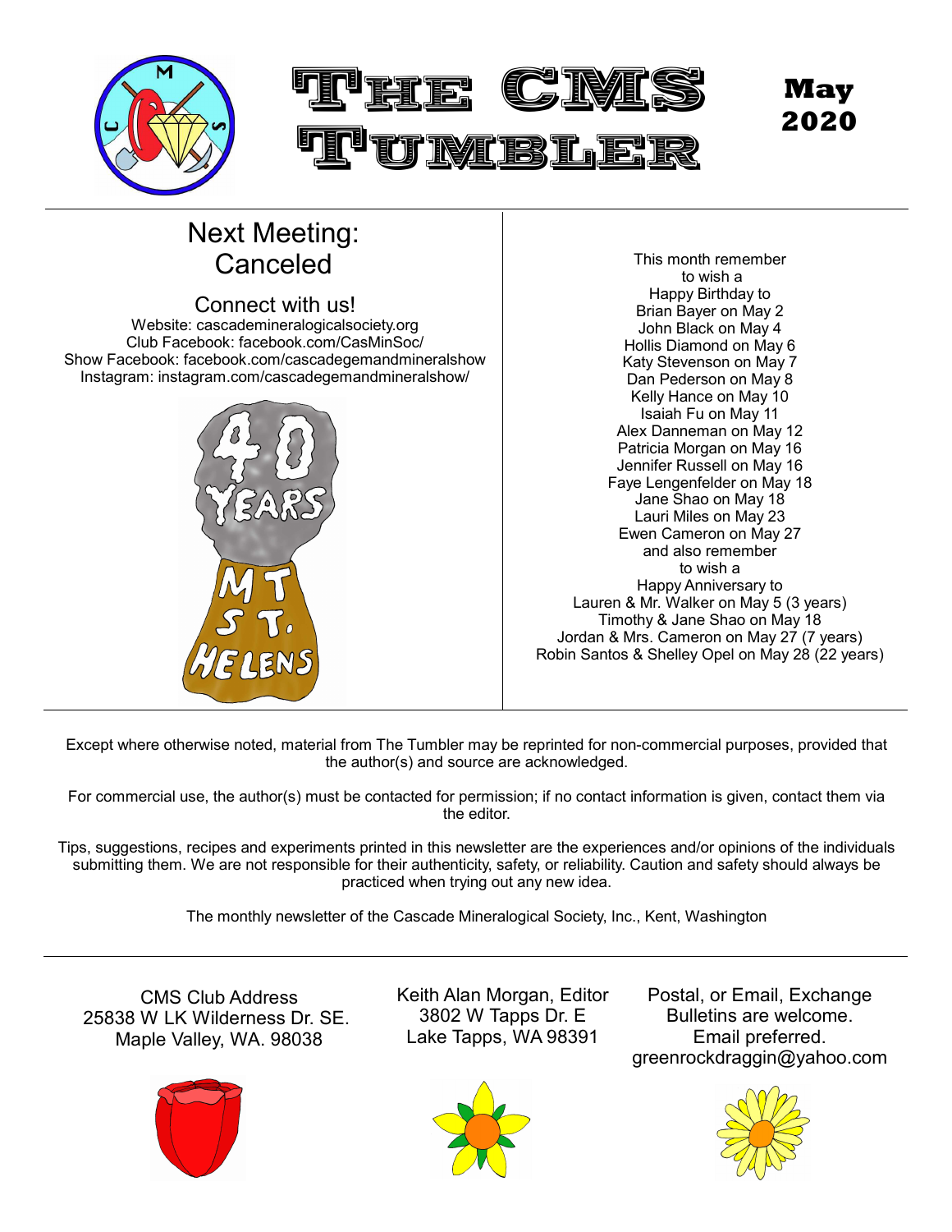# The CMS Tumbler

**May 2020**

## Next Meeting: Canceled

### Connect with us!

Website: cascademineralogicalsociety.org
Club Facebook: facebook.com/CasMinSoc/
Show Facebook: facebook.com/cascadegemandmineralshow
Instagram: instagram.com/cascadegemandmineralshow/

40 YEARS MT ST. HELENS

This month remember
to wish a
Happy Birthday to
Brian Bayer on May 2
John Black on May 4
Hollis Diamond on May 6
Katy Stevenson on May 7
Dan Pederson on May 8
Kelly Hance on May 10
Isaiah Fu on May 11
Alex Danneman on May 12
Patricia Morgan on May 16
Jennifer Russell on May 16
Faye Lengenfelder on May 18
Jane Shao on May 18
Lauri Miles on May 23
Ewen Cameron on May 27
and also remember
to wish a
Happy Anniversary to
Lauren & Mr. Walker on May 5 (3 years)
Timothy & Jane Shao on May 18
Jordan & Mrs. Cameron on May 27 (7 years)
Robin Santos & Shelley Opel on May 28 (22 years)

Except where otherwise noted, material from The Tumbler may be reprinted for non-commercial purposes, provided that the author(s) and source are acknowledged.

For commercial use, the author(s) must be contacted for permission; if no contact information is given, contact them via the editor.

Tips, suggestions, recipes and experiments printed in this newsletter are the experiences and/or opinions of the individuals submitting them. We are not responsible for their authenticity, safety, or reliability. Caution and safety should always be practiced when trying out any new idea.

The monthly newsletter of the Cascade Mineralogical Society, Inc., Kent, Washington

CMS Club Address
25838 W LK Wilderness Dr. SE.
Maple Valley, WA. 98038

Keith Alan Morgan, Editor
3802 W Tapps Dr. E
Lake Tapps, WA 98391

Postal, or Email, Exchange Bulletins are welcome.
Email preferred.
greenrockdraggin@yahoo.com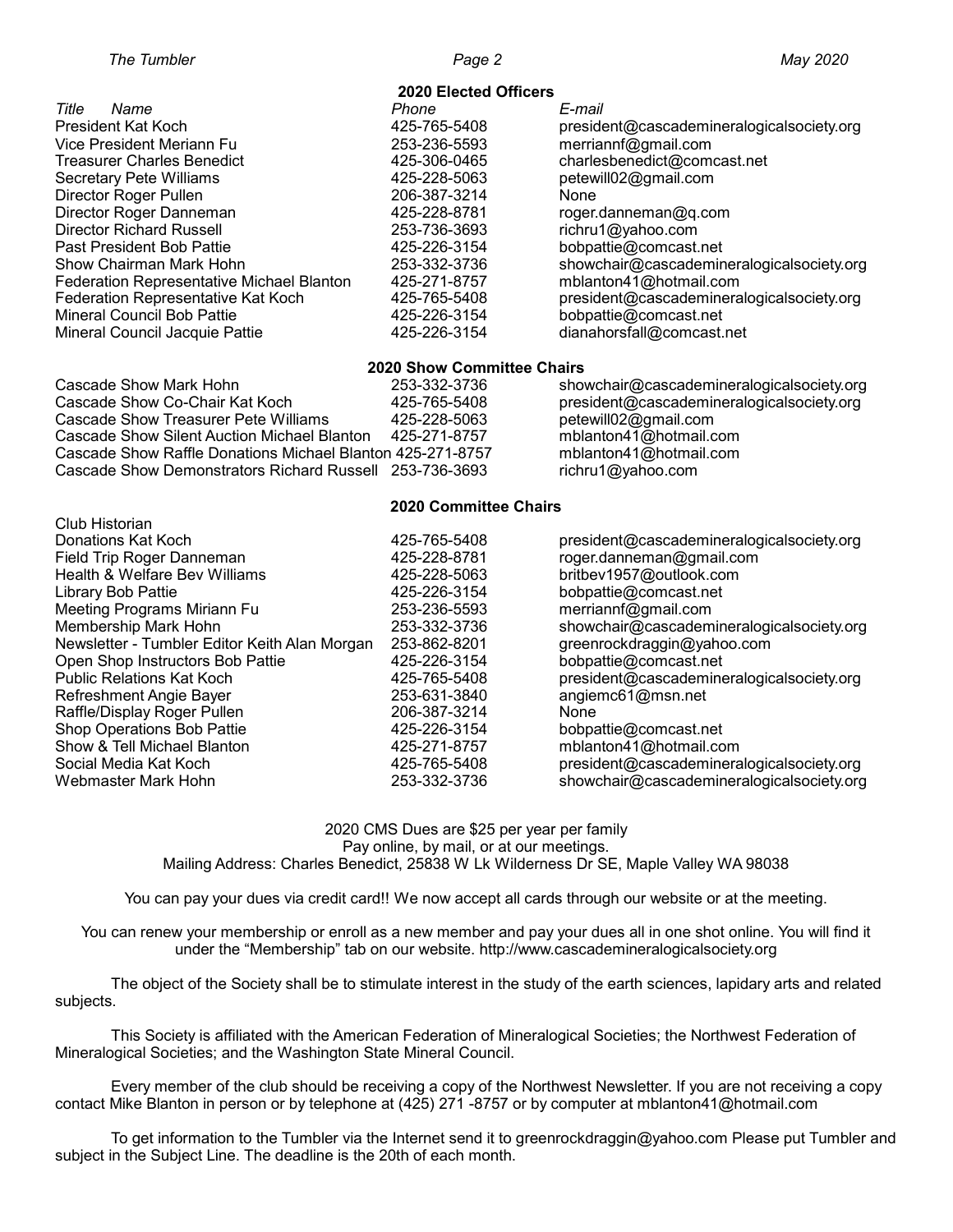## 2020 Elected Officers

| Title Name | Phone | E-mail |
|---|---|---|
| President Kat Koch | 425-765-5408 | president@cascademineralogicalsociety.org |
| Vice President Meriann Fu | 253-236-5593 | merriannf@gmail.com |
| Treasurer Charles Benedict | 425-306-0465 | charlesbenedict@comcast.net |
| Secretary Pete Williams | 425-228-5063 | petewill02@gmail.com |
| Director Roger Pullen | 206-387-3214 | None |
| Director Roger Danneman | 425-228-8781 | roger.danneman@q.com |
| Director Richard Russell | 253-736-3693 | richru1@yahoo.com |
| Past President Bob Pattie | 425-226-3154 | bobpattie@comcast.net |
| Show Chairman Mark Hohn | 253-332-3736 | showchair@cascademineralogicalsociety.org |
| Federation Representative Michael Blanton | 425-271-8757 | mblanton41@hotmail.com |
| Federation Representative Kat Koch | 425-765-5408 | president@cascademineralogicalsociety.org |
| Mineral Council Bob Pattie | 425-226-3154 | bobpattie@comcast.net |
| Mineral Council Jacquie Pattie | 425-226-3154 | dianahorsfall@comcast.net |

## 2020 Show Committee Chairs

| Title Name | Phone | E-mail |
|---|---|---|
| Cascade Show Mark Hohn | 253-332-3736 | showchair@cascademineralogicalsociety.org |
| Cascade Show Co-Chair Kat Koch | 425-765-5408 | president@cascademineralogicalsociety.org |
| Cascade Show Treasurer Pete Williams | 425-228-5063 | petewill02@gmail.com |
| Cascade Show Silent Auction Michael Blanton | 425-271-8757 | mblanton41@hotmail.com |
| Cascade Show Raffle Donations Michael Blanton | 425-271-8757 | mblanton41@hotmail.com |
| Cascade Show Demonstrators Richard Russell | 253-736-3693 | richru1@yahoo.com |

## 2020 Committee Chairs

| Title Name | Phone | E-mail |
|---|---|---|
| Club Historian | | |
| Donations Kat Koch | 425-765-5408 | president@cascademineralogicalsociety.org |
| Field Trip Roger Danneman | 425-228-8781 | roger.danneman@gmail.com |
| Health & Welfare Bev Williams | 425-228-5063 | britbev1957@outlook.com |
| Library Bob Pattie | 425-226-3154 | bobpattie@comcast.net |
| Meeting Programs Miriann Fu | 253-236-5593 | merriannf@gmail.com |
| Membership Mark Hohn | 253-332-3736 | showchair@cascademineralogicalsociety.org |
| Newsletter - Tumbler Editor Keith Alan Morgan | 253-862-8201 | greenrockdraggin@yahoo.com |
| Open Shop Instructors Bob Pattie | 425-226-3154 | bobpattie@comcast.net |
| Public Relations Kat Koch | 425-765-5408 | president@cascademineralogicalsociety.org |
| Refreshment Angie Bayer | 253-631-3840 | angiemc61@msn.net |
| Raffle/Display Roger Pullen | 206-387-3214 | None |
| Shop Operations Bob Pattie | 425-226-3154 | bobpattie@comcast.net |
| Show & Tell Michael Blanton | 425-271-8757 | mblanton41@hotmail.com |
| Social Media Kat Koch | 425-765-5408 | president@cascademineralogicalsociety.org |
| Webmaster Mark Hohn | 253-332-3736 | showchair@cascademineralogicalsociety.org |

2020 CMS Dues are $25 per year per family
Pay online, by mail, or at our meetings.
Mailing Address: Charles Benedict, 25838 W Lk Wilderness Dr SE, Maple Valley WA 98038

You can pay your dues via credit card!! We now accept all cards through our website or at the meeting.

You can renew your membership or enroll as a new member and pay your dues all in one shot online. You will find it under the "Membership" tab on our website. http://www.cascademineralogicalsociety.org

The object of the Society shall be to stimulate interest in the study of the earth sciences, lapidary arts and related subjects.

This Society is affiliated with the American Federation of Mineralogical Societies; the Northwest Federation of Mineralogical Societies; and the Washington State Mineral Council.

Every member of the club should be receiving a copy of the Northwest Newsletter. If you are not receiving a copy contact Mike Blanton in person or by telephone at (425) 271 -8757 or by computer at mblanton41@hotmail.com

To get information to the Tumbler via the Internet send it to greenrockdraggin@yahoo.com Please put Tumbler and subject in the Subject Line. The deadline is the 20th of each month.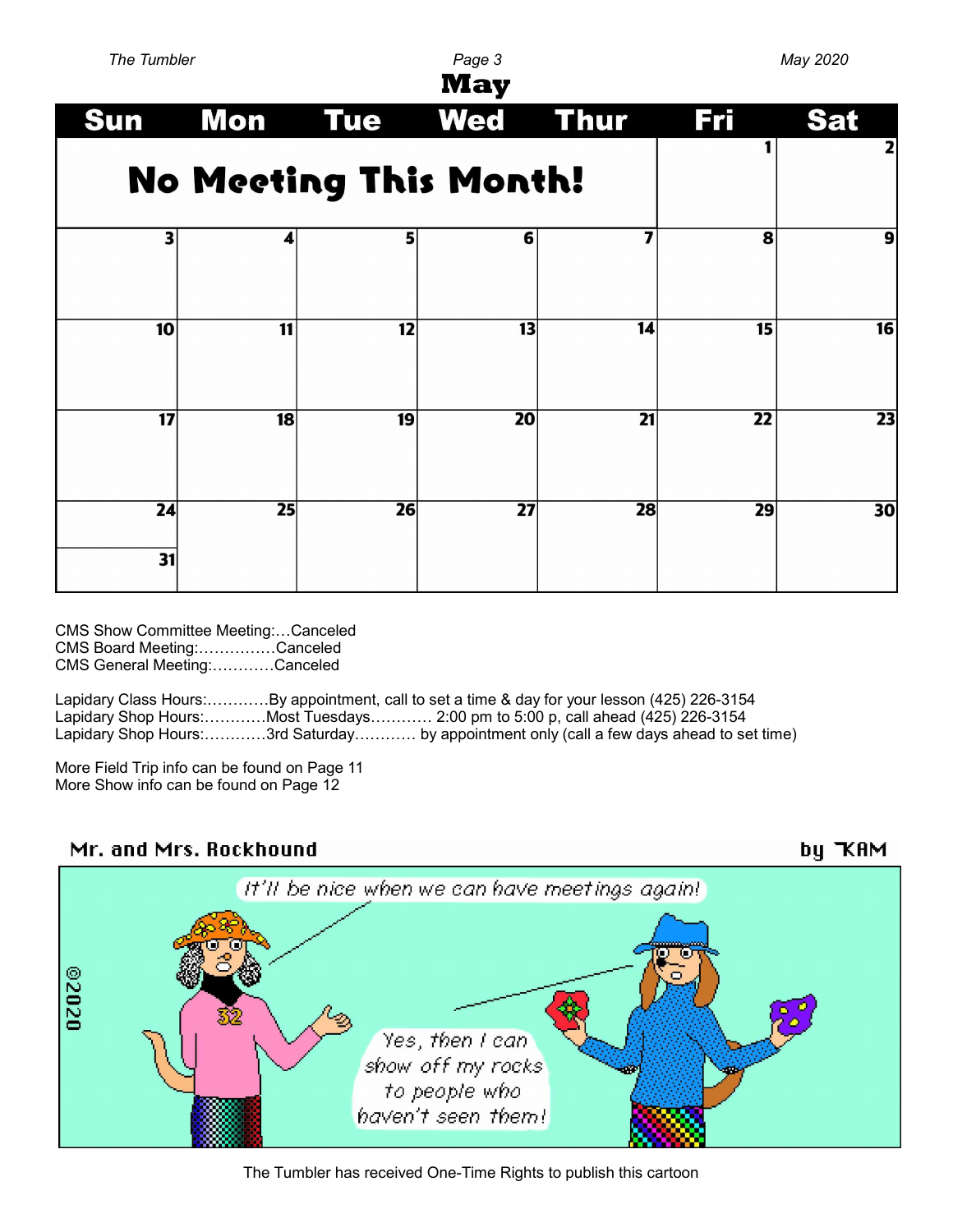# May

| Sun | Mon | Tue | Wed | Thur | Fri | Sat |
|---|---|---|---|---|---|---|
| **No Meeting This Month!** | | | | | 1 | 2 |
| 3 | 4 | 5 | 6 | 7 | 8 | 9 |
| 10 | 11 | 12 | 13 | 14 | 15 | 16 |
| 17 | 18 | 19 | 20 | 21 | 22 | 23 |
| 24 / 31 | 25 | 26 | 27 | 28 | 29 | 30 |

CMS Show Committee Meeting:…Canceled
CMS Board Meeting:……………Canceled
CMS General Meeting:…………Canceled

Lapidary Class Hours:…………By appointment, call to set a time & day for your lesson (425) 226-3154
Lapidary Shop Hours:…………Most Tuesdays………… 2:00 pm to 5:00 p, call ahead (425) 226-3154
Lapidary Shop Hours:…………3rd Saturday………… by appointment only (call a few days ahead to set time)

More Field Trip info can be found on Page 11
More Show info can be found on Page 12

**Mr. and Mrs. Rockhound** by KAM

©2020

It'll be nice when we can have meetings again!

Yes, then I can show off my rocks to people who haven't seen them!

The Tumbler has received One-Time Rights to publish this cartoon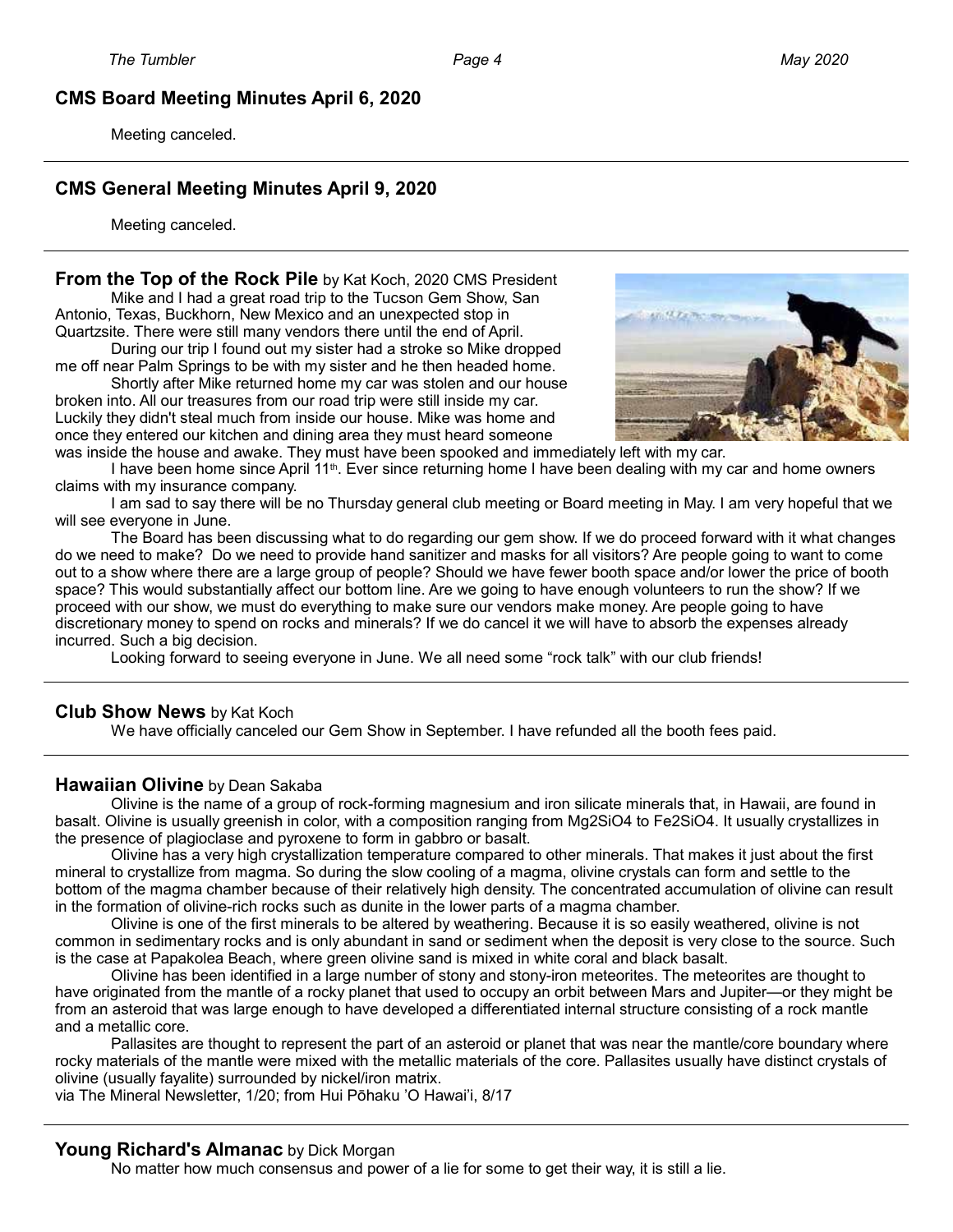## CMS Board Meeting Minutes April 6, 2020

Meeting canceled.

## CMS General Meeting Minutes April 9, 2020

Meeting canceled.

## From the Top of the Rock Pile by Kat Koch, 2020 CMS President

Mike and I had a great road trip to the Tucson Gem Show, San Antonio, Texas, Buckhorn, New Mexico and an unexpected stop in Quartzsite. There were still many vendors there until the end of April.

During our trip I found out my sister had a stroke so Mike dropped me off near Palm Springs to be with my sister and he then headed home.

Shortly after Mike returned home my car was stolen and our house broken into. All our treasures from our road trip were still inside my car. Luckily they didn't steal much from inside our house. Mike was home and once they entered our kitchen and dining area they must heard someone was inside the house and awake. They must have been spooked and immediately left with my car.

I have been home since April 11th. Ever since returning home I have been dealing with my car and home owners claims with my insurance company.

I am sad to say there will be no Thursday general club meeting or Board meeting in May. I am very hopeful that we will see everyone in June.

The Board has been discussing what to do regarding our gem show. If we do proceed forward with it what changes do we need to make? Do we need to provide hand sanitizer and masks for all visitors? Are people going to want to come out to a show where there are a large group of people? Should we have fewer booth space and/or lower the price of booth space? This would substantially affect our bottom line. Are we going to have enough volunteers to run the show? If we proceed with our show, we must do everything to make sure our vendors make money. Are people going to have discretionary money to spend on rocks and minerals? If we do cancel it we will have to absorb the expenses already incurred. Such a big decision.

Looking forward to seeing everyone in June. We all need some "rock talk" with our club friends!

## Club Show News by Kat Koch

We have officially canceled our Gem Show in September. I have refunded all the booth fees paid.

## Hawaiian Olivine by Dean Sakaba

Olivine is the name of a group of rock-forming magnesium and iron silicate minerals that, in Hawaii, are found in basalt. Olivine is usually greenish in color, with a composition ranging from $Mg_2SiO_4$ to $Fe_2SiO_4$. It usually crystallizes in the presence of plagioclase and pyroxene to form in gabbro or basalt.

Olivine has a very high crystallization temperature compared to other minerals. That makes it just about the first mineral to crystallize from magma. So during the slow cooling of a magma, olivine crystals can form and settle to the bottom of the magma chamber because of their relatively high density. The concentrated accumulation of olivine can result in the formation of olivine-rich rocks such as dunite in the lower parts of a magma chamber.

Olivine is one of the first minerals to be altered by weathering. Because it is so easily weathered, olivine is not common in sedimentary rocks and is only abundant in sand or sediment when the deposit is very close to the source. Such is the case at Papakolea Beach, where green olivine sand is mixed in white coral and black basalt.

Olivine has been identified in a large number of stony and stony-iron meteorites. The meteorites are thought to have originated from the mantle of a rocky planet that used to occupy an orbit between Mars and Jupiter—or they might be from an asteroid that was large enough to have developed a differentiated internal structure consisting of a rock mantle and a metallic core.

Pallasites are thought to represent the part of an asteroid or planet that was near the mantle/core boundary where rocky materials of the mantle were mixed with the metallic materials of the core. Pallasites usually have distinct crystals of olivine (usually fayalite) surrounded by nickel/iron matrix.

via The Mineral Newsletter, 1/20; from Hui Pōhaku 'O Hawai'i, 8/17

## Young Richard's Almanac by Dick Morgan

No matter how much consensus and power of a lie for some to get their way, it is still a lie.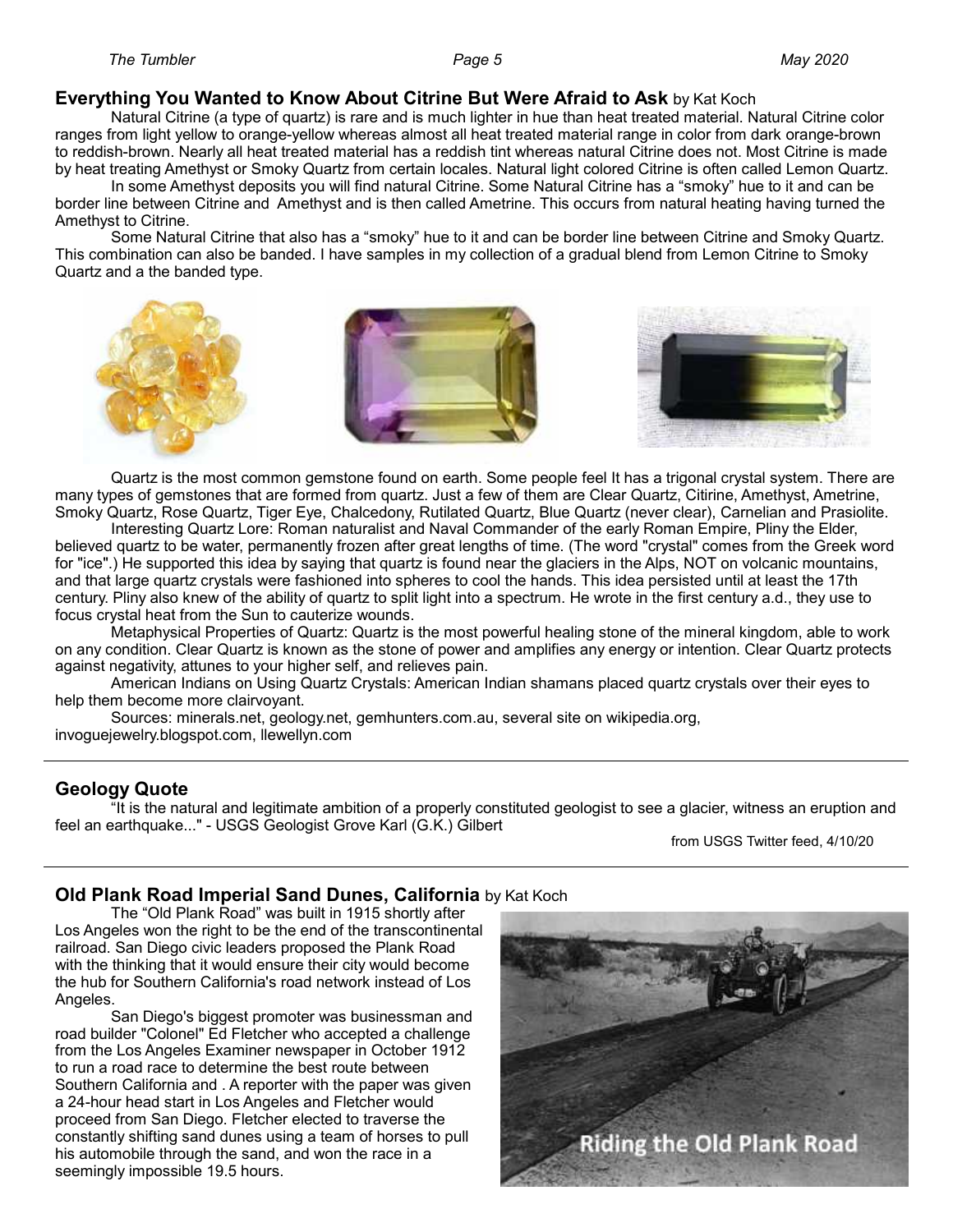## Everything You Wanted to Know About Citrine But Were Afraid to Ask by Kat Koch

Natural Citrine (a type of quartz) is rare and is much lighter in hue than heat treated material. Natural Citrine color ranges from light yellow to orange-yellow whereas almost all heat treated material range in color from dark orange-brown to reddish-brown. Nearly all heat treated material has a reddish tint whereas natural Citrine does not. Most Citrine is made by heat treating Amethyst or Smoky Quartz from certain locales. Natural light colored Citrine is often called Lemon Quartz.

In some Amethyst deposits you will find natural Citrine. Some Natural Citrine has a "smoky" hue to it and can be border line between Citrine and Amethyst and is then called Ametrine. This occurs from natural heating having turned the Amethyst to Citrine.

Some Natural Citrine that also has a "smoky" hue to it and can be border line between Citrine and Smoky Quartz. This combination can also be banded. I have samples in my collection of a gradual blend from Lemon Citrine to Smoky Quartz and a the banded type.

Quartz is the most common gemstone found on earth. Some people feel It has a trigonal crystal system. There are many types of gemstones that are formed from quartz. Just a few of them are Clear Quartz, Citirine, Amethyst, Ametrine, Smoky Quartz, Rose Quartz, Tiger Eye, Chalcedony, Rutilated Quartz, Blue Quartz (never clear), Carnelian and Prasiolite.

Interesting Quartz Lore: Roman naturalist and Naval Commander of the early Roman Empire, Pliny the Elder, believed quartz to be water, permanently frozen after great lengths of time. (The word "crystal" comes from the Greek word for "ice".) He supported this idea by saying that quartz is found near the glaciers in the Alps, NOT on volcanic mountains, and that large quartz crystals were fashioned into spheres to cool the hands. This idea persisted until at least the 17th century. Pliny also knew of the ability of quartz to split light into a spectrum. He wrote in the first century a.d., they use to focus crystal heat from the Sun to cauterize wounds.

Metaphysical Properties of Quartz: Quartz is the most powerful healing stone of the mineral kingdom, able to work on any condition. Clear Quartz is known as the stone of power and amplifies any energy or intention. Clear Quartz protects against negativity, attunes to your higher self, and relieves pain.

American Indians on Using Quartz Crystals: American Indian shamans placed quartz crystals over their eyes to help them become more clairvoyant.

Sources: minerals.net, geology.net, gemhunters.com.au, several site on wikipedia.org, invoguejewelry.blogspot.com, llewellyn.com

## Geology Quote

"It is the natural and legitimate ambition of a properly constituted geologist to see a glacier, witness an eruption and feel an earthquake..." - USGS Geologist Grove Karl (G.K.) Gilbert

from USGS Twitter feed, 4/10/20

## Old Plank Road Imperial Sand Dunes, California by Kat Koch

The "Old Plank Road" was built in 1915 shortly after Los Angeles won the right to be the end of the transcontinental railroad. San Diego civic leaders proposed the Plank Road with the thinking that it would ensure their city would become the hub for Southern California's road network instead of Los Angeles.

San Diego's biggest promoter was businessman and road builder "Colonel" Ed Fletcher who accepted a challenge from the Los Angeles Examiner newspaper in October 1912 to run a road race to determine the best route between Southern California and . A reporter with the paper was given a 24-hour head start in Los Angeles and Fletcher would proceed from San Diego. Fletcher elected to traverse the constantly shifting sand dunes using a team of horses to pull his automobile through the sand, and won the race in a seemingly impossible 19.5 hours.

Riding the Old Plank Road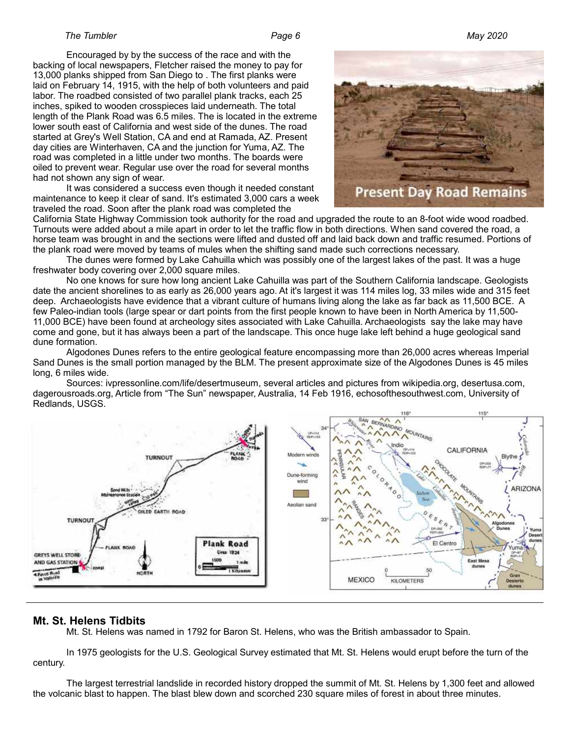Encouraged by by the success of the race and with the backing of local newspapers, Fletcher raised the money to pay for 13,000 planks shipped from San Diego to . The first planks were laid on February 14, 1915, with the help of both volunteers and paid labor. The roadbed consisted of two parallel plank tracks, each 25 inches, spiked to wooden crosspieces laid underneath. The total length of the Plank Road was 6.5 miles. The is located in the extreme lower south east of California and west side of the dunes. The road started at Grey's Well Station, CA and end at Ramada, AZ. Present day cities are Winterhaven, CA and the junction for Yuma, AZ. The road was completed in a little under two months. The boards were oiled to prevent wear. Regular use over the road for several months had not shown any sign of wear.

It was considered a success even though it needed constant maintenance to keep it clear of sand. It's estimated 3,000 cars a week traveled the road. Soon after the plank road was completed the California State Highway Commission took authority for the road and upgraded the route to an 8-foot wide wood roadbed. Turnouts were added about a mile apart in order to let the traffic flow in both directions. When sand covered the road, a horse team was brought in and the sections were lifted and dusted off and laid back down and traffic resumed. Portions of the plank road were moved by teams of mules when the shifting sand made such corrections necessary.

Present Day Road Remains

The dunes were formed by Lake Cahuilla which was possibly one of the largest lakes of the past. It was a huge freshwater body covering over 2,000 square miles.

No one knows for sure how long ancient Lake Cahuilla was part of the Southern California landscape. Geologists date the ancient shorelines to as early as 26,000 years ago. At it's largest it was 114 miles log, 33 miles wide and 315 feet deep. Archaeologists have evidence that a vibrant culture of humans living along the lake as far back as 11,500 BCE. A few Paleo-indian tools (large spear or dart points from the first people known to have been in North America by 11,500-11,000 BCE) have been found at archeology sites associated with Lake Cahuilla. Archaeologists say the lake may have come and gone, but it has always been a part of the landscape. This once huge lake left behind a huge geological sand dune formation.

Algodones Dunes refers to the entire geological feature encompassing more than 26,000 acres whereas Imperial Sand Dunes is the small portion managed by the BLM. The present approximate size of the Algodones Dunes is 45 miles long, 6 miles wide.

Sources: ivpressonline.com/life/desertmuseum, several articles and pictures from wikipedia.org, desertusa.com, dagerousroads.org, Article from "The Sun" newspaper, Australia, 14 Feb 1916, echosofthesouthwest.com, University of Redlands, USGS.

## Mt. St. Helens Tidbits

Mt. St. Helens was named in 1792 for Baron St. Helens, who was the British ambassador to Spain.

In 1975 geologists for the U.S. Geological Survey estimated that Mt. St. Helens would erupt before the turn of the century.

The largest terrestrial landslide in recorded history dropped the summit of Mt. St. Helens by 1,300 feet and allowed the volcanic blast to happen. The blast blew down and scorched 230 square miles of forest in about three minutes.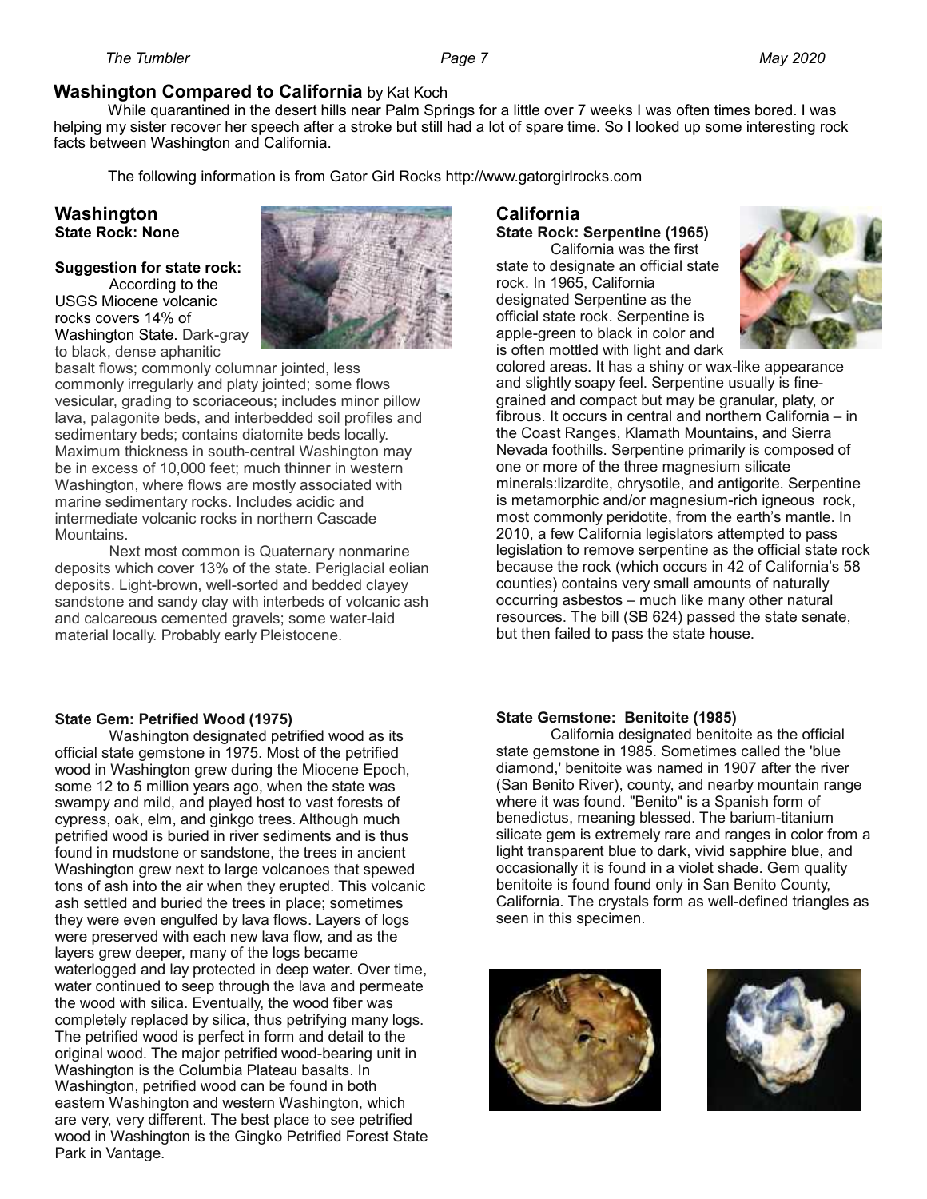## Washington Compared to California by Kat Koch

While quarantined in the desert hills near Palm Springs for a little over 7 weeks I was often times bored. I was helping my sister recover her speech after a stroke but still had a lot of spare time. So I looked up some interesting rock facts between Washington and California.

The following information is from Gator Girl Rocks http://www.gatorgirlrocks.com

### Washington

**State Rock: None**

**Suggestion for state rock:**

According to the USGS Miocene volcanic rocks covers 14% of Washington State. Dark-gray to black, dense aphanitic basalt flows; commonly columnar jointed, less commonly irregularly and platy jointed; some flows vesicular, grading to scoriaceous; includes minor pillow lava, palagonite beds, and interbedded soil profiles and sedimentary beds; contains diatomite beds locally. Maximum thickness in south-central Washington may be in excess of 10,000 feet; much thinner in western Washington, where flows are mostly associated with marine sedimentary rocks. Includes acidic and intermediate volcanic rocks in northern Cascade Mountains.

Next most common is Quaternary nonmarine deposits which cover 13% of the state. Periglacial eolian deposits. Light-brown, well-sorted and bedded clayey sandstone and sandy clay with interbeds of volcanic ash and calcareous cemented gravels; some water-laid material locally. Probably early Pleistocene.

**State Gem: Petrified Wood (1975)**

Washington designated petrified wood as its official state gemstone in 1975. Most of the petrified wood in Washington grew during the Miocene Epoch, some 12 to 5 million years ago, when the state was swampy and mild, and played host to vast forests of cypress, oak, elm, and ginkgo trees. Although much petrified wood is buried in river sediments and is thus found in mudstone or sandstone, the trees in ancient Washington grew next to large volcanoes that spewed tons of ash into the air when they erupted. This volcanic ash settled and buried the trees in place; sometimes they were even engulfed by lava flows. Layers of logs were preserved with each new lava flow, and as the layers grew deeper, many of the logs became waterlogged and lay protected in deep water. Over time, water continued to seep through the lava and permeate the wood with silica. Eventually, the wood fiber was completely replaced by silica, thus petrifying many logs. The petrified wood is perfect in form and detail to the original wood. The major petrified wood-bearing unit in Washington is the Columbia Plateau basalts. In Washington, petrified wood can be found in both eastern Washington and western Washington, which are very, very different. The best place to see petrified wood in Washington is the Gingko Petrified Forest State Park in Vantage.

### California

**State Rock: Serpentine (1965)**

California was the first state to designate an official state rock. In 1965, California designated Serpentine as the official state rock. Serpentine is apple-green to black in color and is often mottled with light and dark colored areas. It has a shiny or wax-like appearance and slightly soapy feel. Serpentine usually is fine-grained and compact but may be granular, platy, or fibrous. It occurs in central and northern California – in the Coast Ranges, Klamath Mountains, and Sierra Nevada foothills. Serpentine primarily is composed of one or more of the three magnesium silicate minerals:lizardite, chrysotile, and antigorite. Serpentine is metamorphic and/or magnesium-rich igneous rock, most commonly peridotite, from the earth's mantle. In 2010, a few California legislators attempted to pass legislation to remove serpentine as the official state rock because the rock (which occurs in 42 of California's 58 counties) contains very small amounts of naturally occurring asbestos – much like many other natural resources. The bill (SB 624) passed the state senate, but then failed to pass the state house.

**State Gemstone: Benitoite (1985)**

California designated benitoite as the official state gemstone in 1985. Sometimes called the 'blue diamond,' benitoite was named in 1907 after the river (San Benito River), county, and nearby mountain range where it was found. "Benito" is a Spanish form of benedictus, meaning blessed. The barium-titanium silicate gem is extremely rare and ranges in color from a light transparent blue to dark, vivid sapphire blue, and occasionally it is found in a violet shade. Gem quality benitoite is found found only in San Benito County, California. The crystals form as well-defined triangles as seen in this specimen.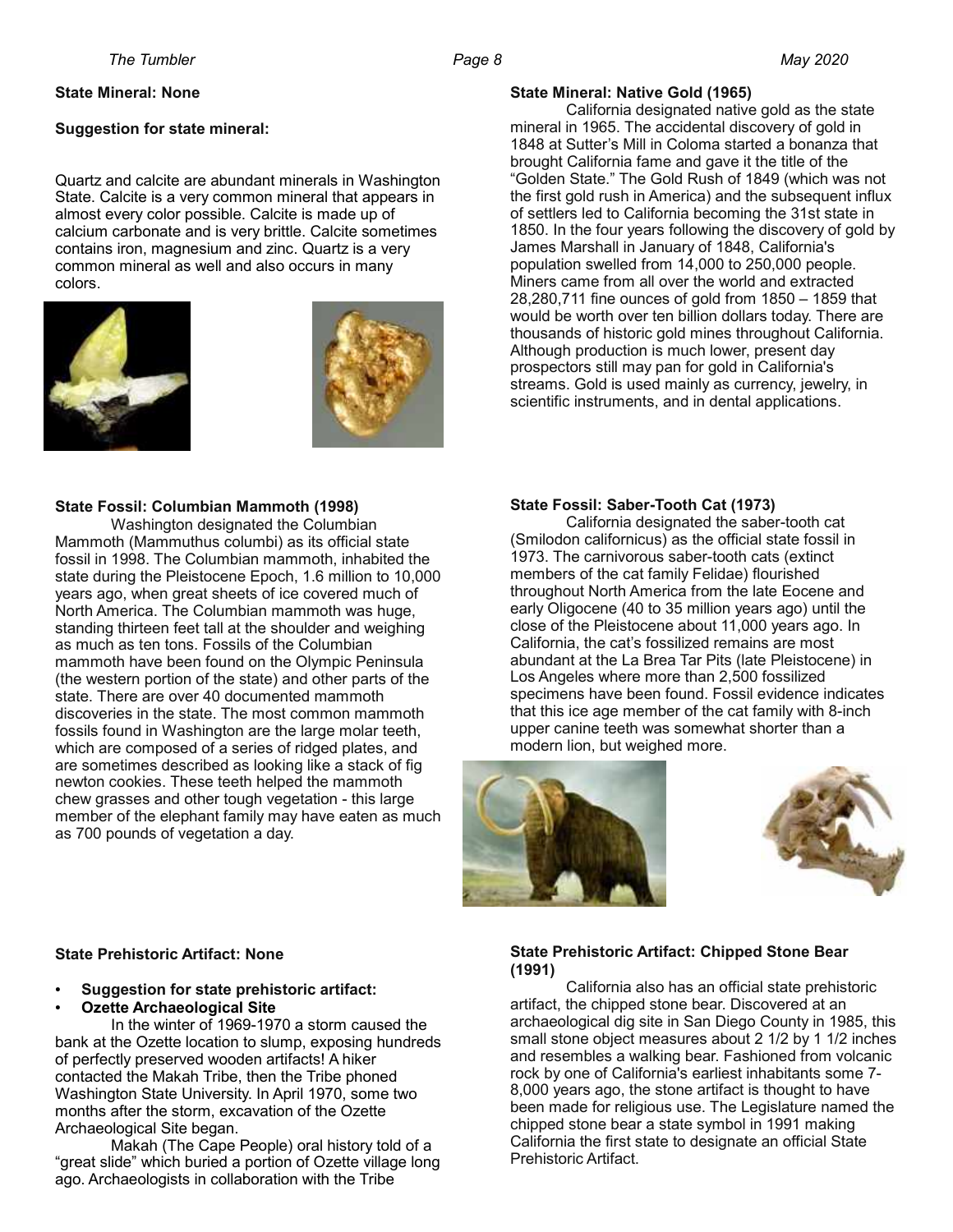**State Mineral: None**

**Suggestion for state mineral:**

Quartz and calcite are abundant minerals in Washington State. Calcite is a very common mineral that appears in almost every color possible. Calcite is made up of calcium carbonate and is very brittle. Calcite sometimes contains iron, magnesium and zinc. Quartz is a very common mineral as well and also occurs in many colors.

**State Mineral: Native Gold (1965)**

California designated native gold as the state mineral in 1965. The accidental discovery of gold in 1848 at Sutter's Mill in Coloma started a bonanza that brought California fame and gave it the title of the "Golden State." The Gold Rush of 1849 (which was not the first gold rush in America) and the subsequent influx of settlers led to California becoming the 31st state in 1850. In the four years following the discovery of gold by James Marshall in January of 1848, California's population swelled from 14,000 to 250,000 people. Miners came from all over the world and extracted 28,280,711 fine ounces of gold from 1850 – 1859 that would be worth over ten billion dollars today. There are thousands of historic gold mines throughout California. Although production is much lower, present day prospectors still may pan for gold in California's streams. Gold is used mainly as currency, jewelry, in scientific instruments, and in dental applications.

**State Fossil: Columbian Mammoth (1998)**

Washington designated the Columbian Mammoth (Mammuthus columbi) as its official state fossil in 1998. The Columbian mammoth, inhabited the state during the Pleistocene Epoch, 1.6 million to 10,000 years ago, when great sheets of ice covered much of North America. The Columbian mammoth was huge, standing thirteen feet tall at the shoulder and weighing as much as ten tons. Fossils of the Columbian mammoth have been found on the Olympic Peninsula (the western portion of the state) and other parts of the state. There are over 40 documented mammoth discoveries in the state. The most common mammoth fossils found in Washington are the large molar teeth, which are composed of a series of ridged plates, and are sometimes described as looking like a stack of fig newton cookies. These teeth helped the mammoth chew grasses and other tough vegetation - this large member of the elephant family may have eaten as much as 700 pounds of vegetation a day.

**State Fossil: Saber-Tooth Cat (1973)**

California designated the saber-tooth cat (Smilodon californicus) as the official state fossil in 1973. The carnivorous saber-tooth cats (extinct members of the cat family Felidae) flourished throughout North America from the late Eocene and early Oligocene (40 to 35 million years ago) until the close of the Pleistocene about 11,000 years ago. In California, the cat's fossilized remains are most abundant at the La Brea Tar Pits (late Pleistocene) in Los Angeles where more than 2,500 fossilized specimens have been found. Fossil evidence indicates that this ice age member of the cat family with 8-inch upper canine teeth was somewhat shorter than a modern lion, but weighed more.

**State Prehistoric Artifact: None**

- **Suggestion for state prehistoric artifact:**
- **Ozette Archaeological Site**

In the winter of 1969-1970 a storm caused the bank at the Ozette location to slump, exposing hundreds of perfectly preserved wooden artifacts! A hiker contacted the Makah Tribe, then the Tribe phoned Washington State University. In April 1970, some two months after the storm, excavation of the Ozette Archaeological Site began.

Makah (The Cape People) oral history told of a "great slide" which buried a portion of Ozette village long ago. Archaeologists in collaboration with the Tribe

**State Prehistoric Artifact: Chipped Stone Bear (1991)**

California also has an official state prehistoric artifact, the chipped stone bear. Discovered at an archaeological dig site in San Diego County in 1985, this small stone object measures about 2 1/2 by 1 1/2 inches and resembles a walking bear. Fashioned from volcanic rock by one of California's earliest inhabitants some 7-8,000 years ago, the stone artifact is thought to have been made for religious use. The Legislature named the chipped stone bear a state symbol in 1991 making California the first state to designate an official State Prehistoric Artifact.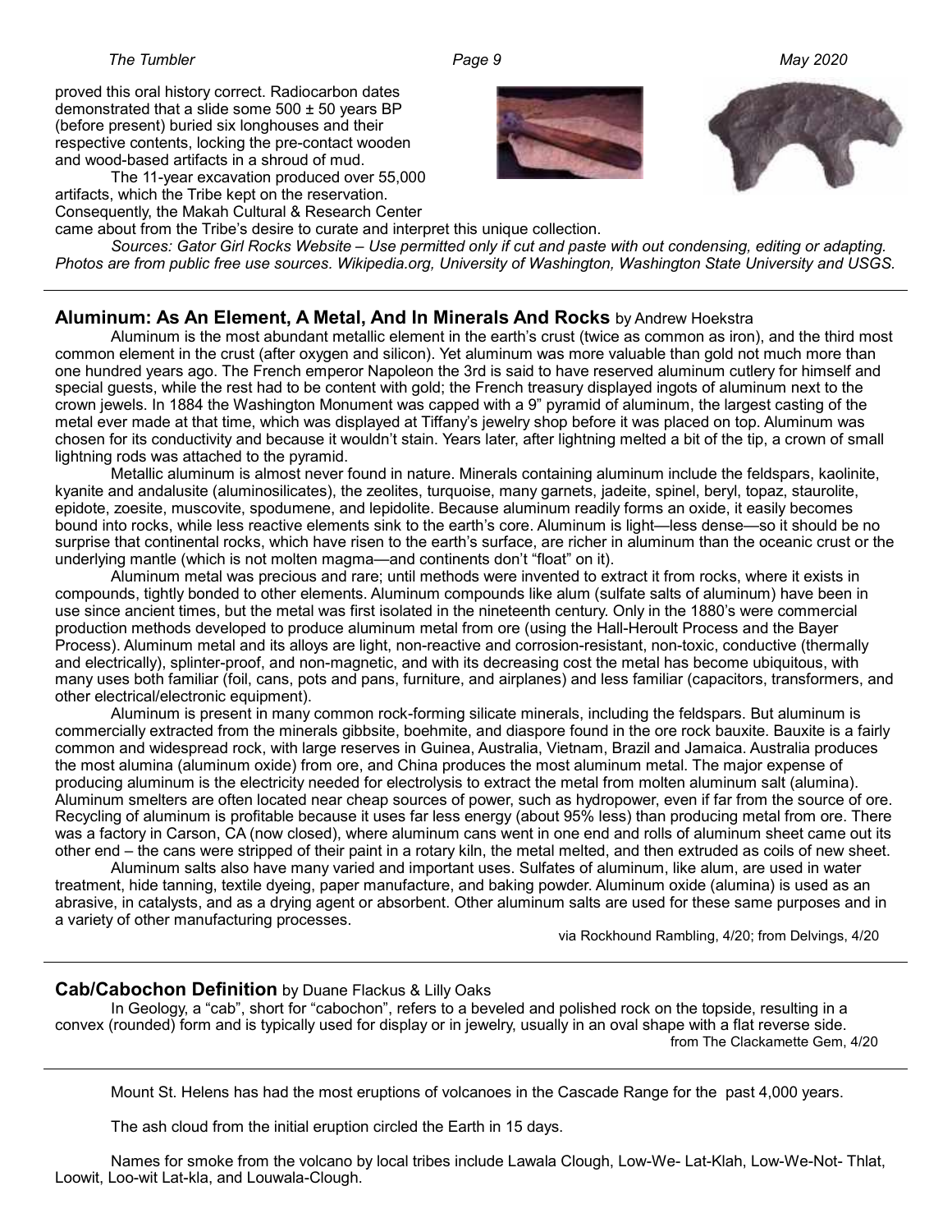proved this oral history correct. Radiocarbon dates demonstrated that a slide some 500 ± 50 years BP (before present) buried six longhouses and their respective contents, locking the pre-contact wooden and wood-based artifacts in a shroud of mud.

The 11-year excavation produced over 55,000 artifacts, which the Tribe kept on the reservation. Consequently, the Makah Cultural & Research Center came about from the Tribe's desire to curate and interpret this unique collection.

*Sources: Gator Girl Rocks Website – Use permitted only if cut and paste with out condensing, editing or adapting. Photos are from public free use sources. Wikipedia.org, University of Washington, Washington State University and USGS.*

---

## Aluminum: As An Element, A Metal, And In Minerals And Rocks by Andrew Hoekstra

Aluminum is the most abundant metallic element in the earth's crust (twice as common as iron), and the third most common element in the crust (after oxygen and silicon). Yet aluminum was more valuable than gold not much more than one hundred years ago. The French emperor Napoleon the 3rd is said to have reserved aluminum cutlery for himself and special guests, while the rest had to be content with gold; the French treasury displayed ingots of aluminum next to the crown jewels. In 1884 the Washington Monument was capped with a 9" pyramid of aluminum, the largest casting of the metal ever made at that time, which was displayed at Tiffany's jewelry shop before it was placed on top. Aluminum was chosen for its conductivity and because it wouldn't stain. Years later, after lightning melted a bit of the tip, a crown of small lightning rods was attached to the pyramid.

Metallic aluminum is almost never found in nature. Minerals containing aluminum include the feldspars, kaolinite, kyanite and andalusite (aluminosilicates), the zeolites, turquoise, many garnets, jadeite, spinel, beryl, topaz, staurolite, epidote, zoesite, muscovite, spodumene, and lepidolite. Because aluminum readily forms an oxide, it easily becomes bound into rocks, while less reactive elements sink to the earth's core. Aluminum is light—less dense—so it should be no surprise that continental rocks, which have risen to the earth's surface, are richer in aluminum than the oceanic crust or the underlying mantle (which is not molten magma—and continents don't "float" on it).

Aluminum metal was precious and rare; until methods were invented to extract it from rocks, where it exists in compounds, tightly bonded to other elements. Aluminum compounds like alum (sulfate salts of aluminum) have been in use since ancient times, but the metal was first isolated in the nineteenth century. Only in the 1880's were commercial production methods developed to produce aluminum metal from ore (using the Hall-Heroult Process and the Bayer Process). Aluminum metal and its alloys are light, non-reactive and corrosion-resistant, non-toxic, conductive (thermally and electrically), splinter-proof, and non-magnetic, and with its decreasing cost the metal has become ubiquitous, with many uses both familiar (foil, cans, pots and pans, furniture, and airplanes) and less familiar (capacitors, transformers, and other electrical/electronic equipment).

Aluminum is present in many common rock-forming silicate minerals, including the feldspars. But aluminum is commercially extracted from the minerals gibbsite, boehmite, and diaspore found in the ore rock bauxite. Bauxite is a fairly common and widespread rock, with large reserves in Guinea, Australia, Vietnam, Brazil and Jamaica. Australia produces the most alumina (aluminum oxide) from ore, and China produces the most aluminum metal. The major expense of producing aluminum is the electricity needed for electrolysis to extract the metal from molten aluminum salt (alumina). Aluminum smelters are often located near cheap sources of power, such as hydropower, even if far from the source of ore. Recycling of aluminum is profitable because it uses far less energy (about 95% less) than producing metal from ore. There was a factory in Carson, CA (now closed), where aluminum cans went in one end and rolls of aluminum sheet came out its other end – the cans were stripped of their paint in a rotary kiln, the metal melted, and then extruded as coils of new sheet.

Aluminum salts also have many varied and important uses. Sulfates of aluminum, like alum, are used in water treatment, hide tanning, textile dyeing, paper manufacture, and baking powder. Aluminum oxide (alumina) is used as an abrasive, in catalysts, and as a drying agent or absorbent. Other aluminum salts are used for these same purposes and in a variety of other manufacturing processes.

via Rockhound Rambling, 4/20; from Delvings, 4/20

---

## Cab/Cabochon Definition by Duane Flackus & Lilly Oaks

In Geology, a "cab", short for "cabochon", refers to a beveled and polished rock on the topside, resulting in a convex (rounded) form and is typically used for display or in jewelry, usually in an oval shape with a flat reverse side.

from The Clackamette Gem, 4/20

---

Mount St. Helens has had the most eruptions of volcanoes in the Cascade Range for the past 4,000 years.

The ash cloud from the initial eruption circled the Earth in 15 days.

Names for smoke from the volcano by local tribes include Lawala Clough, Low-We- Lat-Klah, Low-We-Not- Thlat, Loowit, Loo-wit Lat-kla, and Louwala-Clough.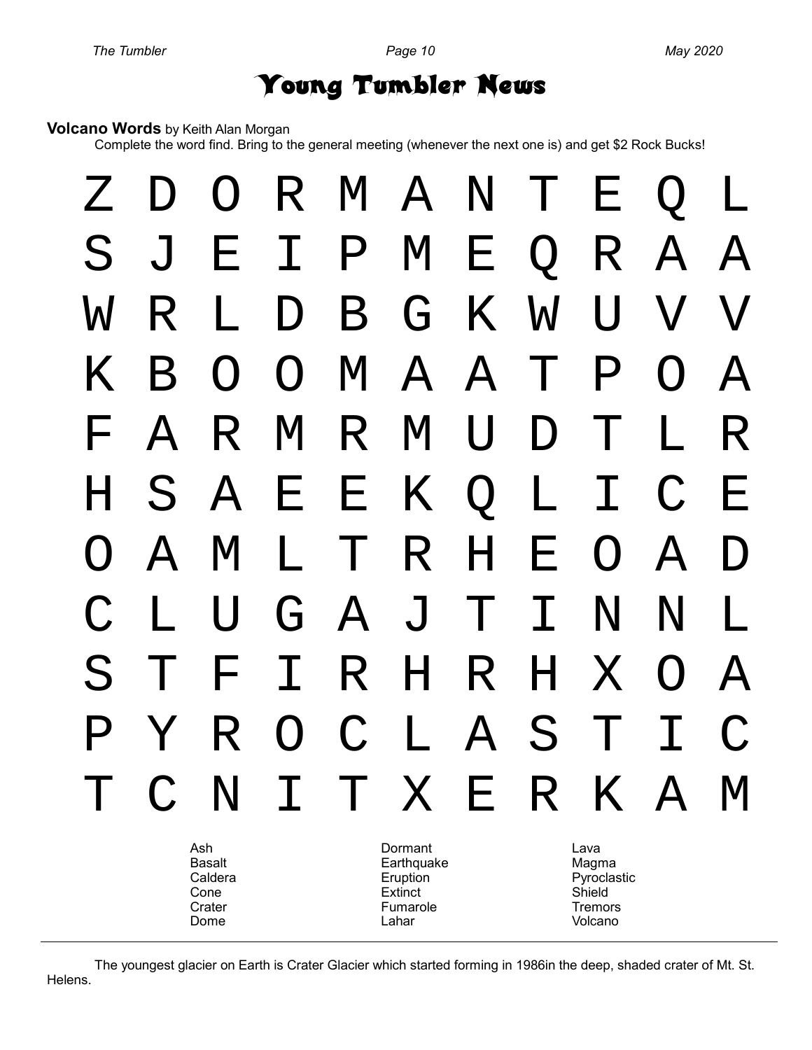# Young Tumbler News

**Volcano Words** by Keith Alan Morgan

Complete the word find. Bring to the general meeting (whenever the next one is) and get $2 Rock Bucks!

```
Z D O R M A N T E Q L
S J E I P M E Q R A A
W R L D B G K W U V V
K B O O M A A T P O A
F A R M R M U D T L R
H S A E E K Q L I C E
O A M L T R H E O A D
C L U G A J T I N N L
S T F I R H R H X O A
P Y R O C L A S T I C
T C N I T X E R K A M
```

| | | |
|---|---|---|
| Ash | Dormant | Lava |
| Basalt | Earthquake | Magma |
| Caldera | Eruption | Pyroclastic |
| Cone | Extinct | Shield |
| Crater | Fumarole | Tremors |
| Dome | Lahar | Volcano |

---

The youngest glacier on Earth is Crater Glacier which started forming in 1986in the deep, shaded crater of Mt. St. Helens.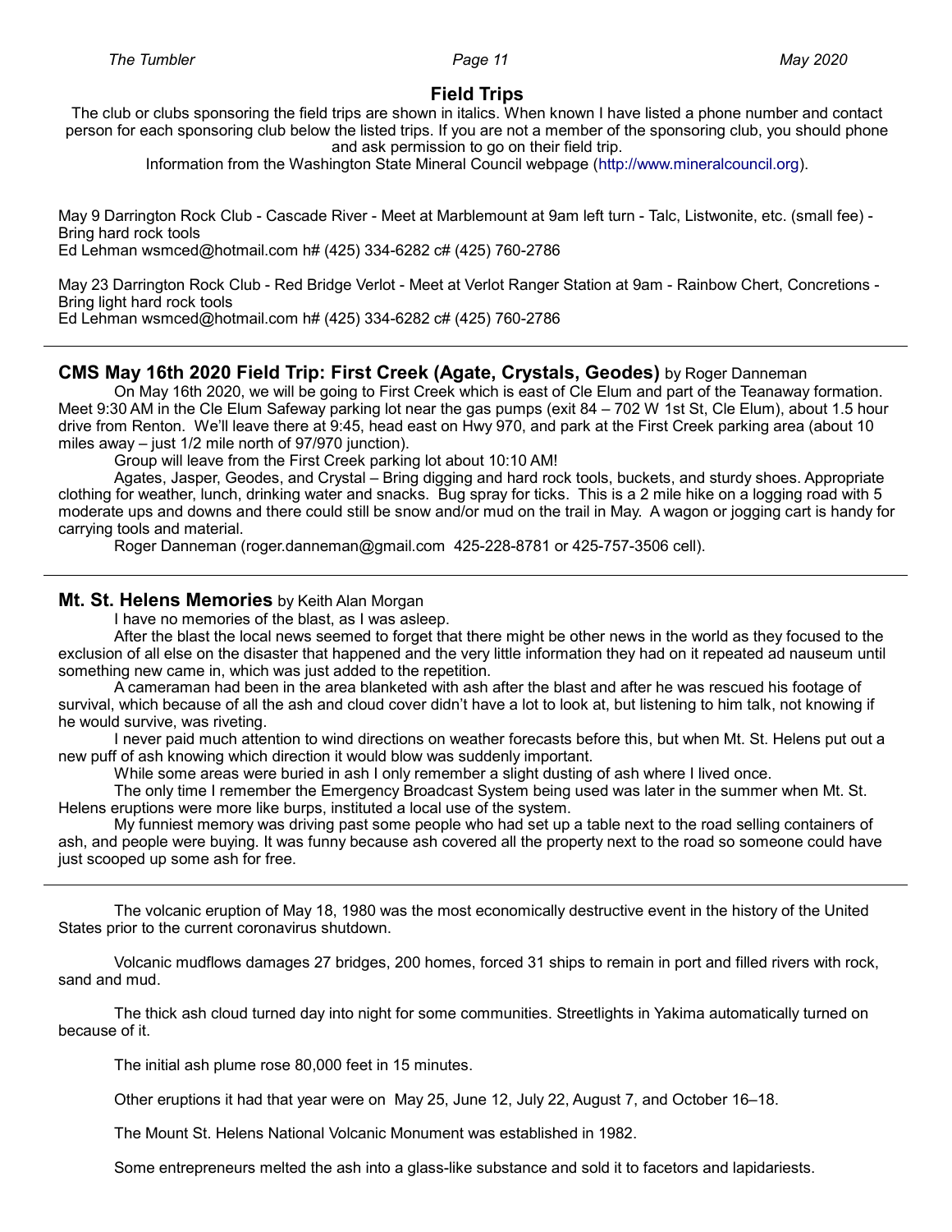## Field Trips

The club or clubs sponsoring the field trips are shown in italics. When known I have listed a phone number and contact person for each sponsoring club below the listed trips. If you are not a member of the sponsoring club, you should phone and ask permission to go on their field trip.

Information from the Washington State Mineral Council webpage (http://www.mineralcouncil.org).

May 9 Darrington Rock Club - Cascade River - Meet at Marblemount at 9am left turn - Talc, Listwonite, etc. (small fee) - Bring hard rock tools
Ed Lehman wsmced@hotmail.com h# (425) 334-6282 c# (425) 760-2786

May 23 Darrington Rock Club - Red Bridge Verlot - Meet at Verlot Ranger Station at 9am - Rainbow Chert, Concretions - Bring light hard rock tools
Ed Lehman wsmced@hotmail.com h# (425) 334-6282 c# (425) 760-2786

---

### CMS May 16th 2020 Field Trip: First Creek (Agate, Crystals, Geodes) by Roger Danneman

On May 16th 2020, we will be going to First Creek which is east of Cle Elum and part of the Teanaway formation. Meet 9:30 AM in the Cle Elum Safeway parking lot near the gas pumps (exit 84 – 702 W 1st St, Cle Elum), about 1.5 hour drive from Renton. We'll leave there at 9:45, head east on Hwy 970, and park at the First Creek parking area (about 10 miles away – just 1/2 mile north of 97/970 junction).

Group will leave from the First Creek parking lot about 10:10 AM!

Agates, Jasper, Geodes, and Crystal – Bring digging and hard rock tools, buckets, and sturdy shoes. Appropriate clothing for weather, lunch, drinking water and snacks. Bug spray for ticks. This is a 2 mile hike on a logging road with 5 moderate ups and downs and there could still be snow and/or mud on the trail in May. A wagon or jogging cart is handy for carrying tools and material.

Roger Danneman (roger.danneman@gmail.com 425-228-8781 or 425-757-3506 cell).

---

### Mt. St. Helens Memories by Keith Alan Morgan

I have no memories of the blast, as I was asleep.

After the blast the local news seemed to forget that there might be other news in the world as they focused to the exclusion of all else on the disaster that happened and the very little information they had on it repeated ad nauseum until something new came in, which was just added to the repetition.

A cameraman had been in the area blanketed with ash after the blast and after he was rescued his footage of survival, which because of all the ash and cloud cover didn't have a lot to look at, but listening to him talk, not knowing if he would survive, was riveting.

I never paid much attention to wind directions on weather forecasts before this, but when Mt. St. Helens put out a new puff of ash knowing which direction it would blow was suddenly important.

While some areas were buried in ash I only remember a slight dusting of ash where I lived once.

The only time I remember the Emergency Broadcast System being used was later in the summer when Mt. St. Helens eruptions were more like burps, instituted a local use of the system.

My funniest memory was driving past some people who had set up a table next to the road selling containers of ash, and people were buying. It was funny because ash covered all the property next to the road so someone could have just scooped up some ash for free.

---

The volcanic eruption of May 18, 1980 was the most economically destructive event in the history of the United States prior to the current coronavirus shutdown.

Volcanic mudflows damages 27 bridges, 200 homes, forced 31 ships to remain in port and filled rivers with rock, sand and mud.

The thick ash cloud turned day into night for some communities. Streetlights in Yakima automatically turned on because of it.

The initial ash plume rose 80,000 feet in 15 minutes.

Other eruptions it had that year were on May 25, June 12, July 22, August 7, and October 16–18.

The Mount St. Helens National Volcanic Monument was established in 1982.

Some entrepreneurs melted the ash into a glass-like substance and sold it to facetors and lapidariests.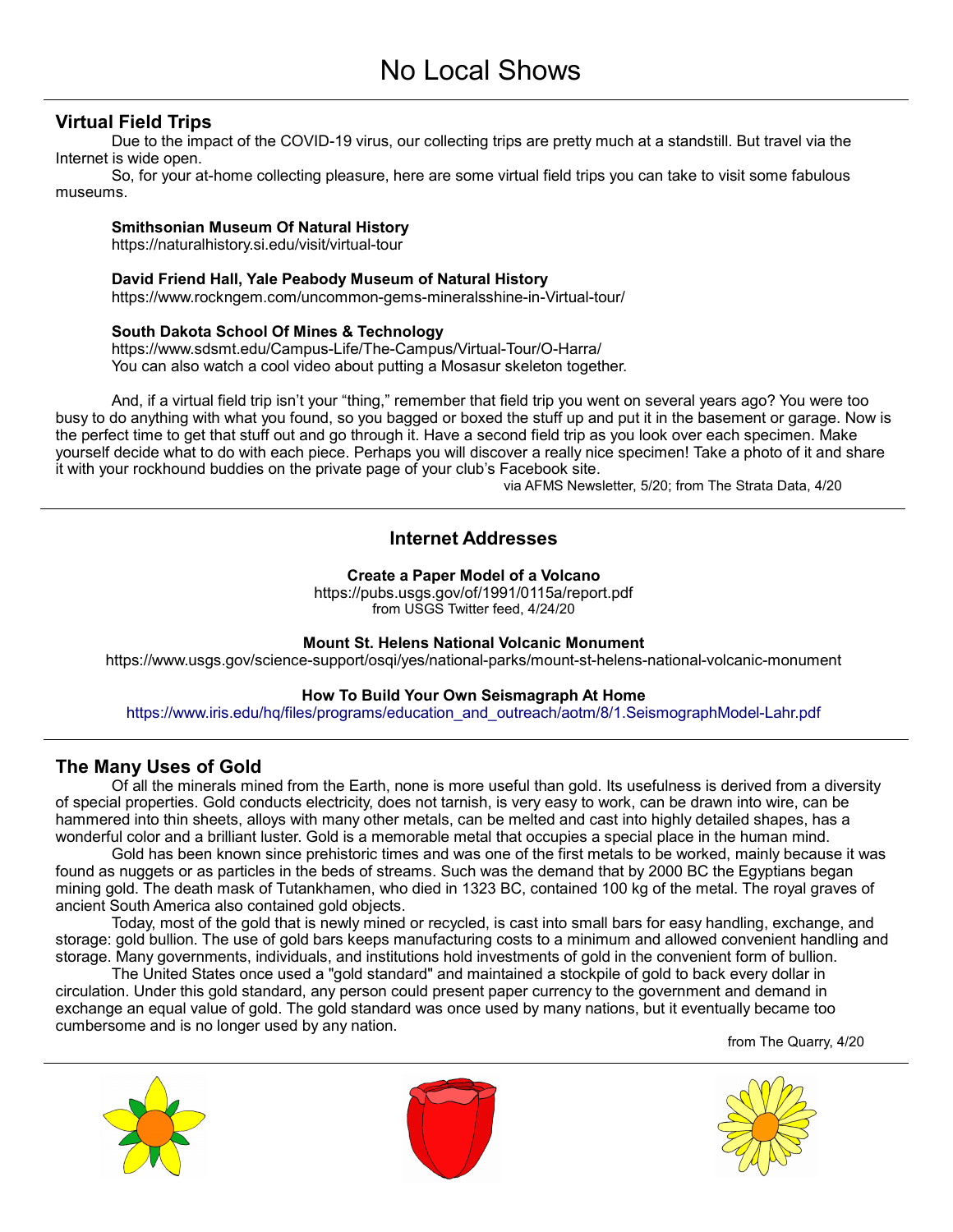# No Local Shows

## Virtual Field Trips

Due to the impact of the COVID-19 virus, our collecting trips are pretty much at a standstill. But travel via the Internet is wide open.

So, for your at-home collecting pleasure, here are some virtual field trips you can take to visit some fabulous museums.

**Smithsonian Museum Of Natural History**
https://naturalhistory.si.edu/visit/virtual-tour

**David Friend Hall, Yale Peabody Museum of Natural History**
https://www.rockngem.com/uncommon-gems-mineralsshine-in-Virtual-tour/

**South Dakota School Of Mines & Technology**
https://www.sdsmt.edu/Campus-Life/The-Campus/Virtual-Tour/O-Harra/
You can also watch a cool video about putting a Mosasur skeleton together.

And, if a virtual field trip isn't your "thing," remember that field trip you went on several years ago? You were too busy to do anything with what you found, so you bagged or boxed the stuff up and put it in the basement or garage. Now is the perfect time to get that stuff out and go through it. Have a second field trip as you look over each specimen. Make yourself decide what to do with each piece. Perhaps you will discover a really nice specimen! Take a photo of it and share it with your rockhound buddies on the private page of your club's Facebook site.

via AFMS Newsletter, 5/20; from The Strata Data, 4/20

## Internet Addresses

**Create a Paper Model of a Volcano**
https://pubs.usgs.gov/of/1991/0115a/report.pdf
from USGS Twitter feed, 4/24/20

**Mount St. Helens National Volcanic Monument**
https://www.usgs.gov/science-support/osqi/yes/national-parks/mount-st-helens-national-volcanic-monument

**How To Build Your Own Seismagraph At Home**
https://www.iris.edu/hq/files/programs/education_and_outreach/aotm/8/1.SeismographModel-Lahr.pdf

## The Many Uses of Gold

Of all the minerals mined from the Earth, none is more useful than gold. Its usefulness is derived from a diversity of special properties. Gold conducts electricity, does not tarnish, is very easy to work, can be drawn into wire, can be hammered into thin sheets, alloys with many other metals, can be melted and cast into highly detailed shapes, has a wonderful color and a brilliant luster. Gold is a memorable metal that occupies a special place in the human mind.

Gold has been known since prehistoric times and was one of the first metals to be worked, mainly because it was found as nuggets or as particles in the beds of streams. Such was the demand that by 2000 BC the Egyptians began mining gold. The death mask of Tutankhamen, who died in 1323 BC, contained 100 kg of the metal. The royal graves of ancient South America also contained gold objects.

Today, most of the gold that is newly mined or recycled, is cast into small bars for easy handling, exchange, and storage: gold bullion. The use of gold bars keeps manufacturing costs to a minimum and allowed convenient handling and storage. Many governments, individuals, and institutions hold investments of gold in the convenient form of bullion.

The United States once used a "gold standard" and maintained a stockpile of gold to back every dollar in circulation. Under this gold standard, any person could present paper currency to the government and demand in exchange an equal value of gold. The gold standard was once used by many nations, but it eventually became too cumbersome and is no longer used by any nation.

from The Quarry, 4/20